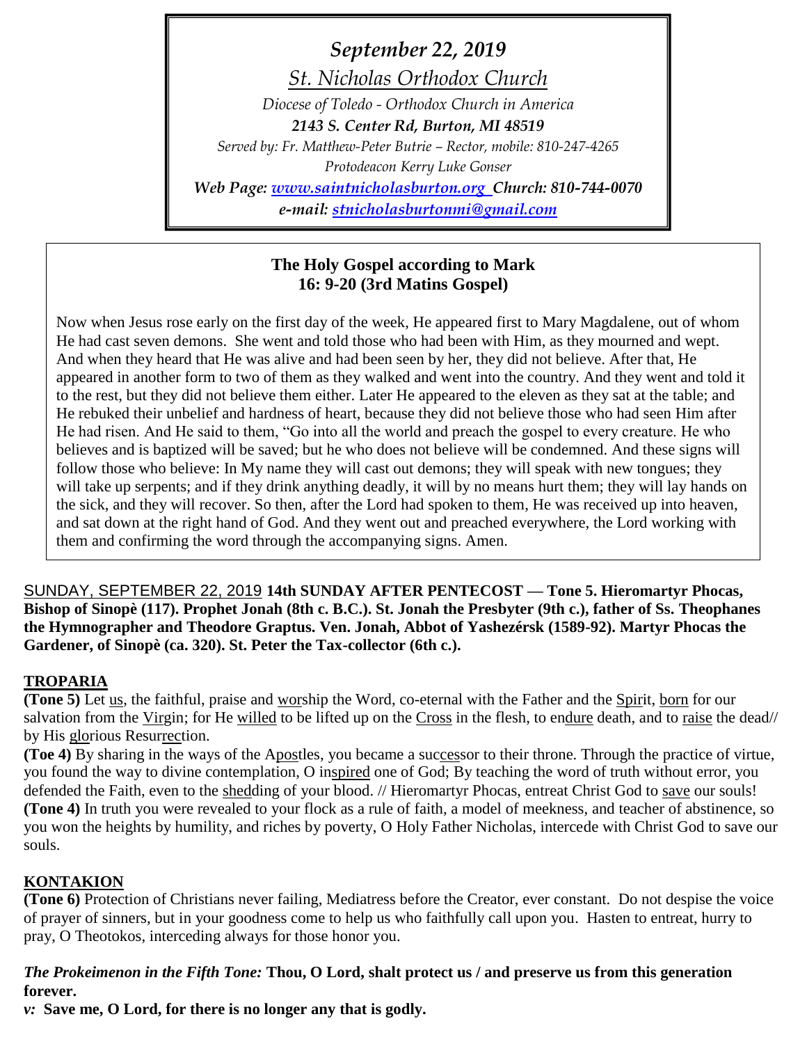*September 22, 2019*

*St. Nicholas Orthodox Church*

*Diocese of Toledo - Orthodox Church in America*

***2143 S. Center Rd, Burton, MI 48519***

*Served by: Fr. Matthew-Peter Butrie – Rector, mobile: 810-247-4265*

*Protodeacon Kerry Luke Gonser*

***Web Page: www.saintnicholasburton.org Church: 810-744-0070***

***e-mail: stnicholasburtonmi@gmail.com***

**The Holy Gospel according to Mark 16: 9-20 (3rd Matins Gospel)**

Now when Jesus rose early on the first day of the week, He appeared first to Mary Magdalene, out of whom He had cast seven demons. She went and told those who had been with Him, as they mourned and wept. And when they heard that He was alive and had been seen by her, they did not believe. After that, He appeared in another form to two of them as they walked and went into the country. And they went and told it to the rest, but they did not believe them either. Later He appeared to the eleven as they sat at the table; and He rebuked their unbelief and hardness of heart, because they did not believe those who had seen Him after He had risen. And He said to them, "Go into all the world and preach the gospel to every creature. He who believes and is baptized will be saved; but he who does not believe will be condemned. And these signs will follow those who believe: In My name they will cast out demons; they will speak with new tongues; they will take up serpents; and if they drink anything deadly, it will by no means hurt them; they will lay hands on the sick, and they will recover. So then, after the Lord had spoken to them, He was received up into heaven, and sat down at the right hand of God. And they went out and preached everywhere, the Lord working with them and confirming the word through the accompanying signs. Amen.

SUNDAY, SEPTEMBER 22, 2019 **14th SUNDAY AFTER PENTECOST — Tone 5. Hieromartyr Phocas, Bishop of Sinopè (117). Prophet Jonah (8th c. B.C.). St. Jonah the Presbyter (9th c.), father of Ss. Theophanes the Hymnographer and Theodore Graptus. Ven. Jonah, Abbot of Yashezérsk (1589-92). Martyr Phocas the Gardener, of Sinopè (ca. 320). St. Peter the Tax-collector (6th c.).**

## TROPARIA

**(Tone 5)** Let us, the faithful, praise and worship the Word, co-eternal with the Father and the Spirit, born for our salvation from the Virgin; for He willed to be lifted up on the Cross in the flesh, to endure death, and to raise the dead// by His glorious Resurrection.

**(Toe 4)** By sharing in the ways of the Apostles, you became a successor to their throne. Through the practice of virtue, you found the way to divine contemplation, O inspired one of God; By teaching the word of truth without error, you defended the Faith, even to the shedding of your blood. // Hieromartyr Phocas, entreat Christ God to save our souls!

**(Tone 4)** In truth you were revealed to your flock as a rule of faith, a model of meekness, and teacher of abstinence, so you won the heights by humility, and riches by poverty, O Holy Father Nicholas, intercede with Christ God to save our souls.

## KONTAKION

**(Tone 6)** Protection of Christians never failing, Mediatress before the Creator, ever constant. Do not despise the voice of prayer of sinners, but in your goodness come to help us who faithfully call upon you. Hasten to entreat, hurry to pray, O Theotokos, interceding always for those honor you.

***The Prokeimenon in the Fifth Tone:*** **Thou, O Lord, shalt protect us / and preserve us from this generation forever.**

***v:*** **Save me, O Lord, for there is no longer any that is godly.**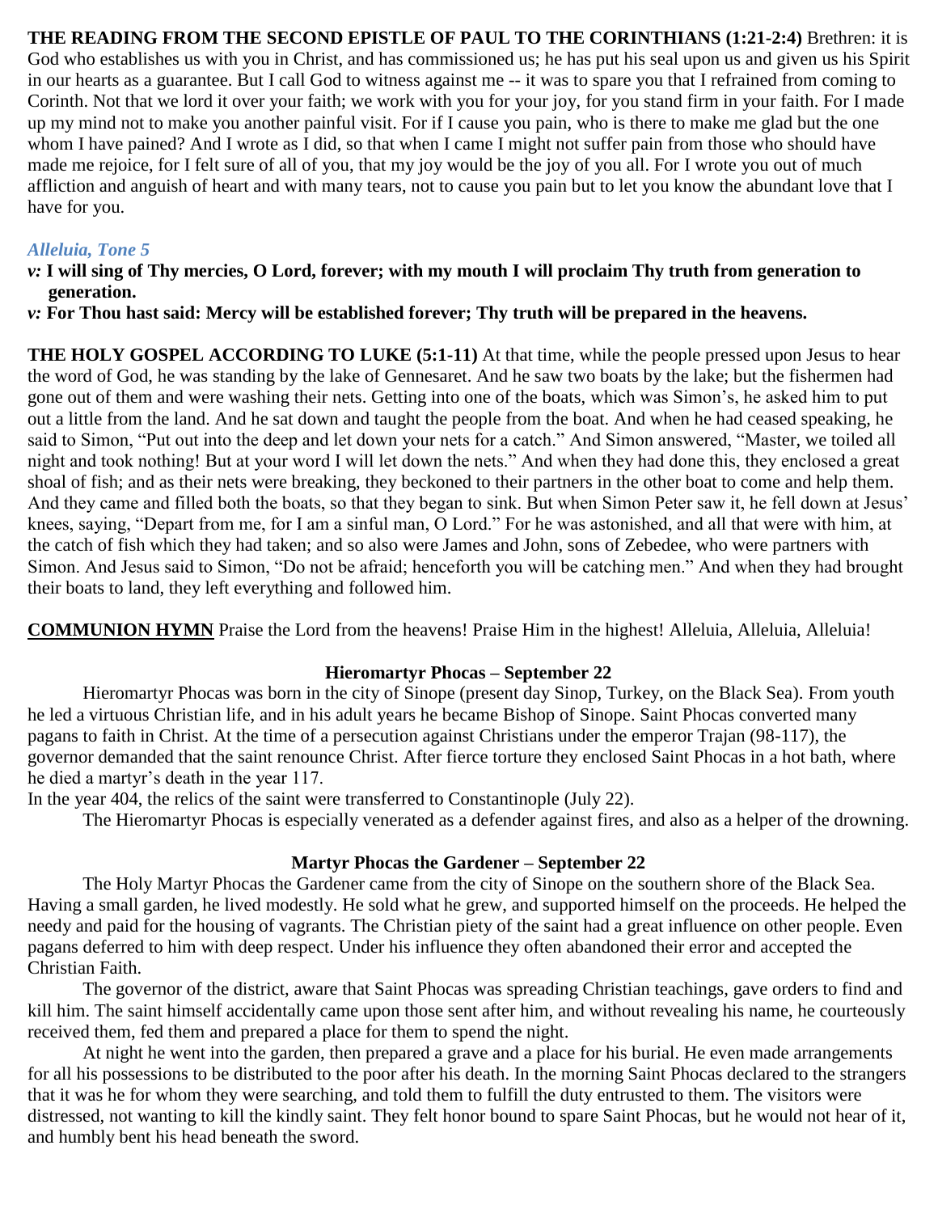**THE READING FROM THE SECOND EPISTLE OF PAUL TO THE CORINTHIANS (1:21-2:4)** Brethren: it is God who establishes us with you in Christ, and has commissioned us; he has put his seal upon us and given us his Spirit in our hearts as a guarantee. But I call God to witness against me -- it was to spare you that I refrained from coming to Corinth. Not that we lord it over your faith; we work with you for your joy, for you stand firm in your faith. For I made up my mind not to make you another painful visit. For if I cause you pain, who is there to make me glad but the one whom I have pained? And I wrote as I did, so that when I came I might not suffer pain from those who should have made me rejoice, for I felt sure of all of you, that my joy would be the joy of you all. For I wrote you out of much affliction and anguish of heart and with many tears, not to cause you pain but to let you know the abundant love that I have for you.

### *Alleluia, Tone 5*

*v:* **I will sing of Thy mercies, O Lord, forever; with my mouth I will proclaim Thy truth from generation to generation.**

*v:* **For Thou hast said: Mercy will be established forever; Thy truth will be prepared in the heavens.**

**THE HOLY GOSPEL ACCORDING TO LUKE (5:1-11)** At that time, while the people pressed upon Jesus to hear the word of God, he was standing by the lake of Gennesaret. And he saw two boats by the lake; but the fishermen had gone out of them and were washing their nets. Getting into one of the boats, which was Simon's, he asked him to put out a little from the land. And he sat down and taught the people from the boat. And when he had ceased speaking, he said to Simon, "Put out into the deep and let down your nets for a catch." And Simon answered, "Master, we toiled all night and took nothing! But at your word I will let down the nets." And when they had done this, they enclosed a great shoal of fish; and as their nets were breaking, they beckoned to their partners in the other boat to come and help them. And they came and filled both the boats, so that they began to sink. But when Simon Peter saw it, he fell down at Jesus' knees, saying, "Depart from me, for I am a sinful man, O Lord." For he was astonished, and all that were with him, at the catch of fish which they had taken; and so also were James and John, sons of Zebedee, who were partners with Simon. And Jesus said to Simon, "Do not be afraid; henceforth you will be catching men." And when they had brought their boats to land, they left everything and followed him.

**COMMUNION HYMN** Praise the Lord from the heavens! Praise Him in the highest! Alleluia, Alleluia, Alleluia!

### Hieromartyr Phocas – September 22

Hieromartyr Phocas was born in the city of Sinope (present day Sinop, Turkey, on the Black Sea). From youth he led a virtuous Christian life, and in his adult years he became Bishop of Sinope. Saint Phocas converted many pagans to faith in Christ. At the time of a persecution against Christians under the emperor Trajan (98-117), the governor demanded that the saint renounce Christ. After fierce torture they enclosed Saint Phocas in a hot bath, where he died a martyr's death in the year 117.

In the year 404, the relics of the saint were transferred to Constantinople (July 22).

The Hieromartyr Phocas is especially venerated as a defender against fires, and also as a helper of the drowning.

### Martyr Phocas the Gardener – September 22

The Holy Martyr Phocas the Gardener came from the city of Sinope on the southern shore of the Black Sea. Having a small garden, he lived modestly. He sold what he grew, and supported himself on the proceeds. He helped the needy and paid for the housing of vagrants. The Christian piety of the saint had a great influence on other people. Even pagans deferred to him with deep respect. Under his influence they often abandoned their error and accepted the Christian Faith.

The governor of the district, aware that Saint Phocas was spreading Christian teachings, gave orders to find and kill him. The saint himself accidentally came upon those sent after him, and without revealing his name, he courteously received them, fed them and prepared a place for them to spend the night.

At night he went into the garden, then prepared a grave and a place for his burial. He even made arrangements for all his possessions to be distributed to the poor after his death. In the morning Saint Phocas declared to the strangers that it was he for whom they were searching, and told them to fulfill the duty entrusted to them. The visitors were distressed, not wanting to kill the kindly saint. They felt honor bound to spare Saint Phocas, but he would not hear of it, and humbly bent his head beneath the sword.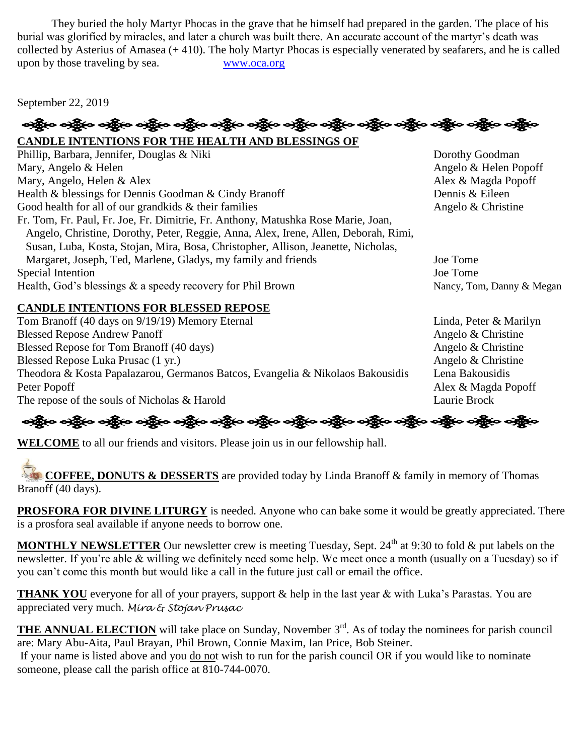They buried the holy Martyr Phocas in the grave that he himself had prepared in the garden. The place of his burial was glorified by miracles, and later a church was built there. An accurate account of the martyr's death was collected by Asterius of Amasea (+ 410). The holy Martyr Phocas is especially venerated by seafarers, and he is called upon by those traveling by sea. www.oca.org

September 22, 2019

**CANDLE INTENTIONS FOR THE HEALTH AND BLESSINGS OF**

| Intention | Offered by |
|---|---|
| Phillip, Barbara, Jennifer, Douglas & Niki | Dorothy Goodman |
| Mary, Angelo & Helen | Angelo & Helen Popoff |
| Mary, Angelo, Helen & Alex | Alex & Magda Popoff |
| Health & blessings for Dennis Goodman & Cindy Branoff | Dennis & Eileen |
| Good health for all of our grandkids & their families | Angelo & Christine |
| Fr. Tom, Fr. Paul, Fr. Joe, Fr. Dimitrie, Fr. Anthony, Matushka Rose Marie, Joan, Angelo, Christine, Dorothy, Peter, Reggie, Anna, Alex, Irene, Allen, Deborah, Rimi, Susan, Luba, Kosta, Stojan, Mira, Bosa, Christopher, Allison, Jeanette, Nicholas, Margaret, Joseph, Ted, Marlene, Gladys, my family and friends | Joe Tome |
| Special Intention | Joe Tome |
| Health, God's blessings & a speedy recovery for Phil Brown | Nancy, Tom, Danny & Megan |

**CANDLE INTENTIONS FOR BLESSED REPOSE**

| Intention | Offered by |
|---|---|
| Tom Branoff (40 days on 9/19/19) Memory Eternal | Linda, Peter & Marilyn |
| Blessed Repose Andrew Panoff | Angelo & Christine |
| Blessed Repose for Tom Branoff (40 days) | Angelo & Christine |
| Blessed Repose Luka Prusac (1 yr.) | Angelo & Christine |
| Theodora & Kosta Papalazarou, Germanos Batcos, Evangelia & Nikolaos Bakousidis | Lena Bakousidis |
| Peter Popoff | Alex & Magda Popoff |
| The repose of the souls of Nicholas & Harold | Laurie Brock |

**WELCOME** to all our friends and visitors. Please join us in our fellowship hall.

**COFFEE, DONUTS & DESSERTS** are provided today by Linda Branoff & family in memory of Thomas Branoff (40 days).

**PROSFORA FOR DIVINE LITURGY** is needed. Anyone who can bake some it would be greatly appreciated. There is a prosfora seal available if anyone needs to borrow one.

**MONTHLY NEWSLETTER** Our newsletter crew is meeting Tuesday, Sept. 24th at 9:30 to fold & put labels on the newsletter. If you're able & willing we definitely need some help. We meet once a month (usually on a Tuesday) so if you can't come this month but would like a call in the future just call or email the office.

**THANK YOU** everyone for all of your prayers, support & help in the last year & with Luka's Parastas. You are appreciated very much. *Mira & Stojan Prusac*

**THE ANNUAL ELECTION** will take place on Sunday, November 3rd. As of today the nominees for parish council are: Mary Abu-Aita, Paul Brayan, Phil Brown, Connie Maxim, Ian Price, Bob Steiner.
If your name is listed above and you do not wish to run for the parish council OR if you would like to nominate someone, please call the parish office at 810-744-0070.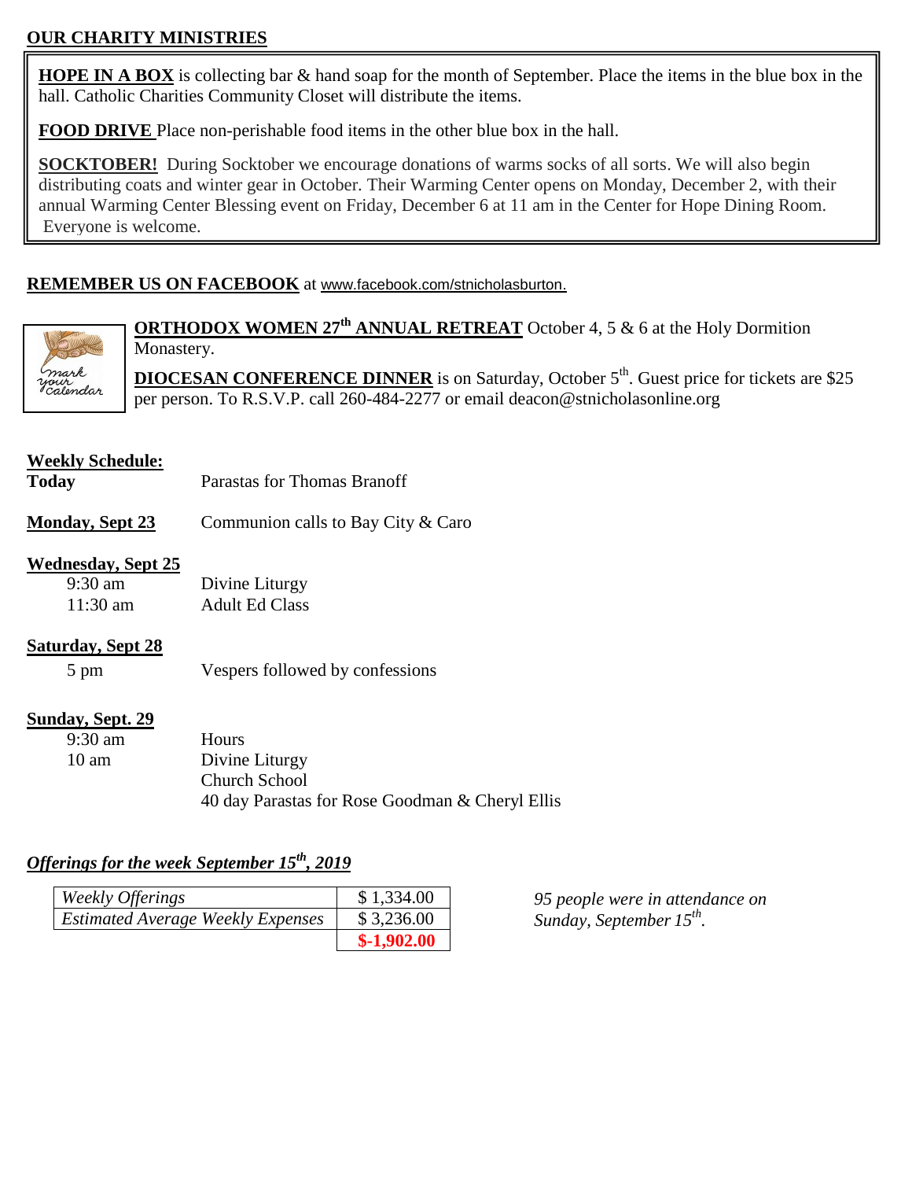**OUR CHARITY MINISTRIES**

**HOPE IN A BOX** is collecting bar & hand soap for the month of September. Place the items in the blue box in the hall. Catholic Charities Community Closet will distribute the items.

**FOOD DRIVE** Place non-perishable food items in the other blue box in the hall.

**SOCKTOBER!** During Socktober we encourage donations of warms socks of all sorts. We will also begin distributing coats and winter gear in October. Their Warming Center opens on Monday, December 2, with their annual Warming Center Blessing event on Friday, December 6 at 11 am in the Center for Hope Dining Room. Everyone is welcome.

**REMEMBER US ON FACEBOOK** at www.facebook.com/stnicholasburton.

**ORTHODOX WOMEN 27th ANNUAL RETREAT** October 4, 5 & 6 at the Holy Dormition Monastery.

**DIOCESAN CONFERENCE DINNER** is on Saturday, October 5th. Guest price for tickets are $25 per person. To R.S.V.P. call 260-484-2277 or email deacon@stnicholasonline.org

**Weekly Schedule:**

**Today** — Parastas for Thomas Branoff

**Monday, Sept 23** — Communion calls to Bay City & Caro

**Wednesday, Sept 25**
- 9:30 am — Divine Liturgy
- 11:30 am — Adult Ed Class

**Saturday, Sept 28**
- 5 pm — Vespers followed by confessions

**Sunday, Sept. 29**
- 9:30 am — Hours
- 10 am — Divine Liturgy
  - Church School
  - 40 day Parastas for Rose Goodman & Cheryl Ellis

***Offerings for the week September 15th, 2019***

| | |
|---|---|
| *Weekly Offerings* | $ 1,334.00 |
| *Estimated Average Weekly Expenses* | $ 3,236.00 |
| | **$-1,902.00** |

*95 people were in attendance on Sunday, September 15th.*